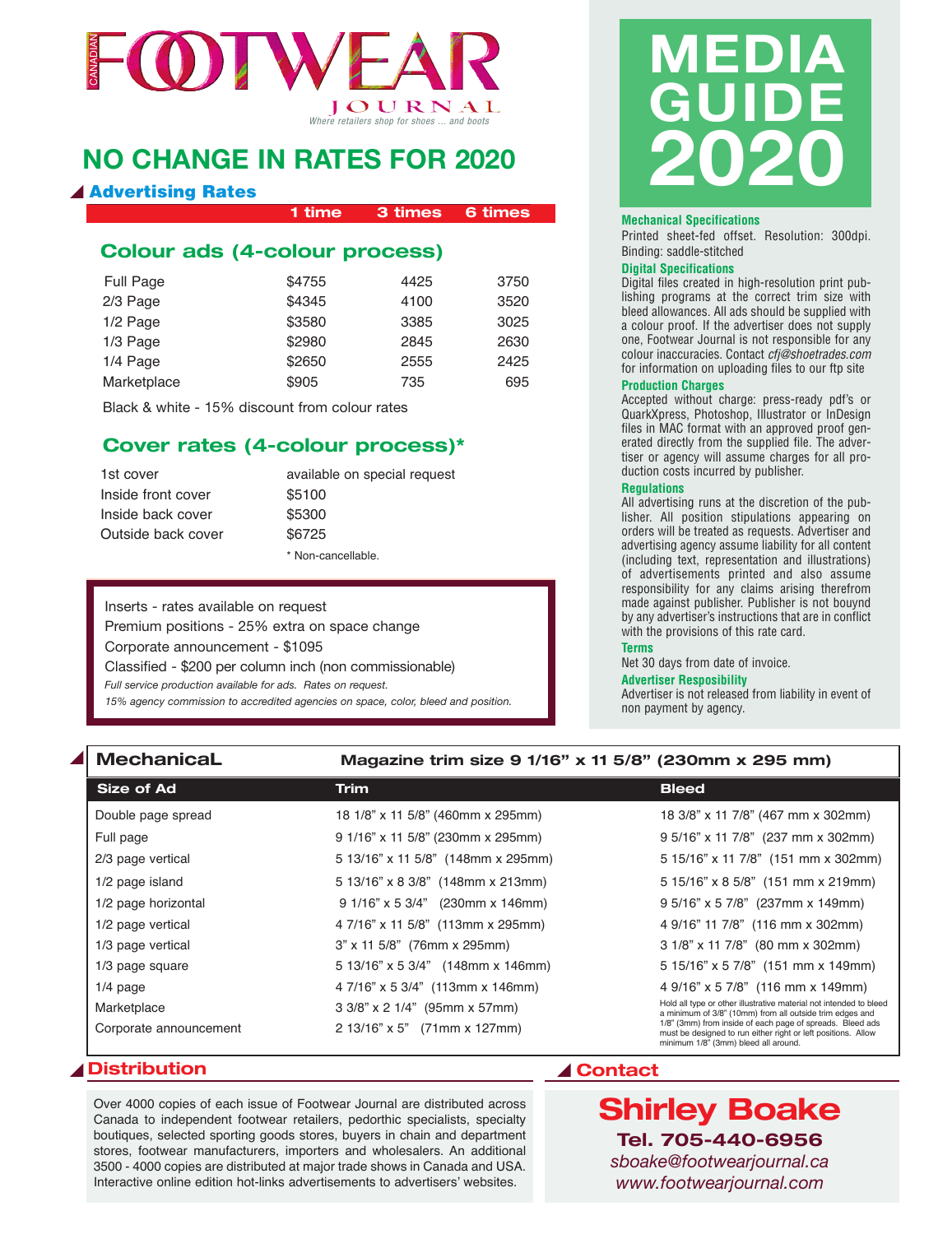# CANADIAN FOOTWEAR JOURNAL

*Where retailers shop for shoes ... and boots*

# MEDIA GUIDE 2020

## NO CHANGE IN RATES FOR 2020

### Advertising Rates

#### Colour ads (4-colour process)

| | 1 time | 3 times | 6 times |
|---|---|---|---|
| Full Page | $4755 | 4425 | 3750 |
| 2/3 Page | $4345 | 4100 | 3520 |
| 1/2 Page | $3580 | 3385 | 3025 |
| 1/3 Page | $2980 | 2845 | 2630 |
| 1/4 Page | $2650 | 2555 | 2425 |
| Marketplace | $905 | 735 | 695 |

Black & white - 15% discount from colour rates

#### Cover rates (4-colour process)*

| | |
|---|---|
| 1st cover | available on special request |
| Inside front cover | $5100 |
| Inside back cover | $5300 |
| Outside back cover | $6725 |

\* Non-cancellable.

Inserts - rates available on request
Premium positions - 25% extra on space change
Corporate announcement - $1095
Classified - $200 per column inch (non commissionable)

*Full service production available for ads. Rates on request.*
*15% agency commission to accredited agencies on space, color, bleed and position.*

**Mechanical Specifications**
Printed sheet-fed offset. Resolution: 300dpi. Binding: saddle-stitched

**Digital Specifications**
Digital files created in high-resolution print publishing programs at the correct trim size with bleed allowances. All ads should be supplied with a colour proof. If the advertiser does not supply one, Footwear Journal is not responsible for any colour inaccuracies. Contact *cfj@shoetrades.com* for information on uploading files to our ftp site

**Production Charges**
Accepted without charge: press-ready pdf's or QuarkXpress, Photoshop, Illustrator or InDesign files in MAC format with an approved proof generated directly from the supplied file. The advertiser or agency will assume charges for all production costs incurred by publisher.

**Regulations**
All advertising runs at the discretion of the publisher. All position stipulations appearing on orders will be treated as requests. Advertiser and advertising agency assume liability for all content (including text, representation and illustrations) of advertisements printed and also assume responsibility for any claims arising therefrom made against publisher. Publisher is not bouynd by any advertiser's instructions that are in conflict with the provisions of this rate card.

**Terms**
Net 30 days from date of invoice.

**Advertiser Resposibility**
Advertiser is not released from liability in event of non payment by agency.

### MechanicaL — Magazine trim size 9 1/16" x 11 5/8" (230mm x 295 mm)

| Size of Ad | Trim | Bleed |
|---|---|---|
| Double page spread | 18 1/8" x 11 5/8" (460mm x 295mm) | 18 3/8" x 11 7/8" (467 mm x 302mm) |
| Full page | 9 1/16" x 11 5/8" (230mm x 295mm) | 9 5/16" x 11 7/8" (237 mm x 302mm) |
| 2/3 page vertical | 5 13/16" x 11 5/8" (148mm x 295mm) | 5 15/16" x 11 7/8" (151 mm x 302mm) |
| 1/2 page island | 5 13/16" x 8 3/8" (148mm x 213mm) | 5 15/16" x 8 5/8" (151 mm x 219mm) |
| 1/2 page horizontal | 9 1/16" x 5 3/4" (230mm x 146mm) | 9 5/16" x 5 7/8" (237mm x 149mm) |
| 1/2 page vertical | 4 7/16" x 11 5/8" (113mm x 295mm) | 4 9/16" 11 7/8" (116 mm x 302mm) |
| 1/3 page vertical | 3" x 11 5/8" (76mm x 295mm) | 3 1/8" x 11 7/8" (80 mm x 302mm) |
| 1/3 page square | 5 13/16" x 5 3/4" (148mm x 146mm) | 5 15/16" x 5 7/8" (151 mm x 149mm) |
| 1/4 page | 4 7/16" x 5 3/4" (113mm x 146mm) | 4 9/16" x 5 7/8" (116 mm x 149mm) |
| Marketplace | 3 3/8" x 2 1/4" (95mm x 57mm) | |
| Corporate announcement | 2 13/16" x 5" (71mm x 127mm) | |

Hold all type or other illustrative material not intended to bleed a minimum of 3/8" (10mm) from all outside trim edges and 1/8" (3mm) from inside of each page of spreads. Bleed ads must be designed to run either right or left positions. Allow minimum 1/8" (3mm) bleed all around.

### Distribution

Over 4000 copies of each issue of Footwear Journal are distributed across Canada to independent footwear retailers, pedorthic specialists, specialty boutiques, selected sporting goods stores, buyers in chain and department stores, footwear manufacturers, importers and wholesalers. An additional 3500 - 4000 copies are distributed at major trade shows in Canada and USA. Interactive online edition hot-links advertisements to advertisers' websites.

### Contact

**Shirley Boake**
**Tel. 705-440-6956**
*sboake@footwearjournal.ca*
*www.footwearjournal.com*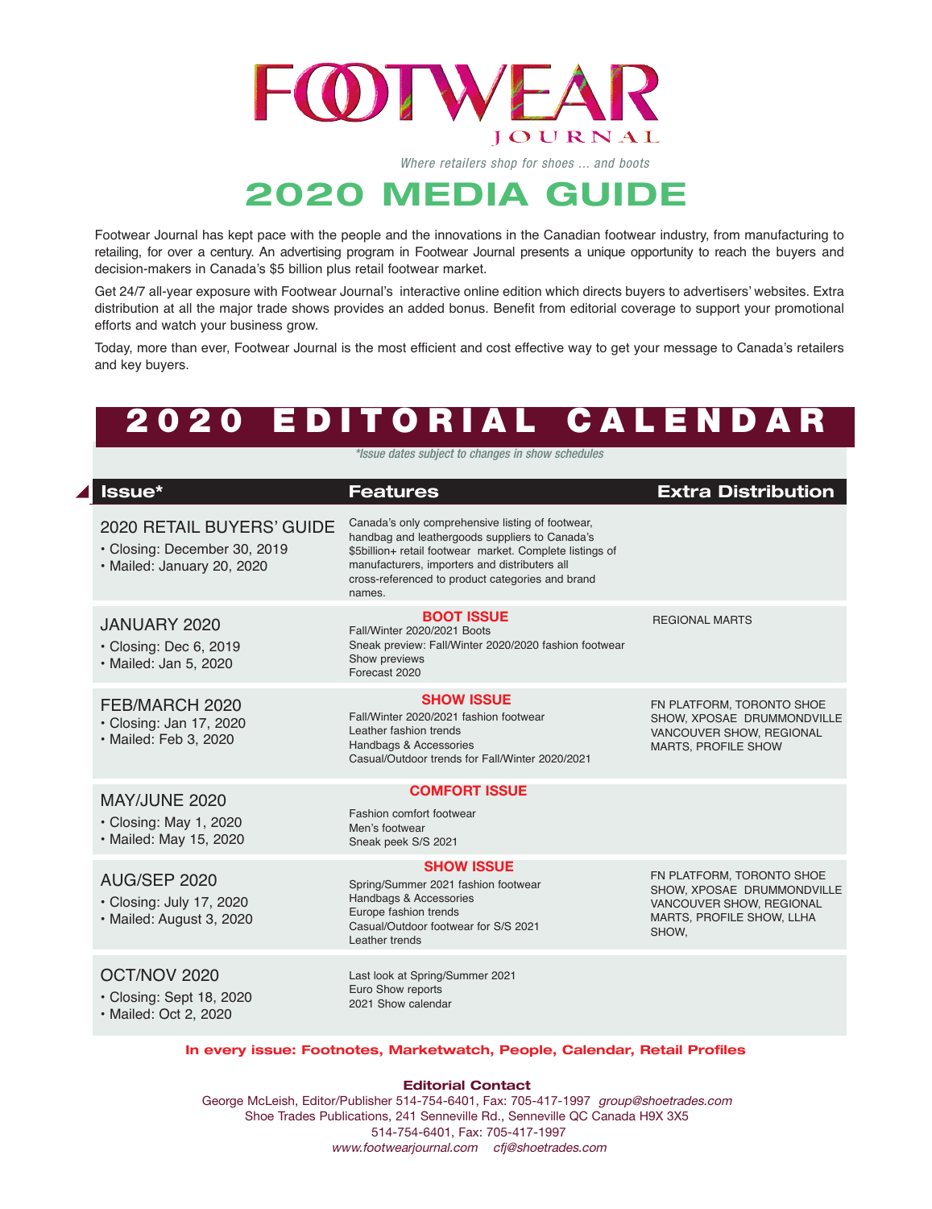# FOOTWEAR JOURNAL

*Where retailers shop for shoes ... and boots*

# 2020 MEDIA GUIDE

Footwear Journal has kept pace with the people and the innovations in the Canadian footwear industry, from manufacturing to retailing, for over a century. An advertising program in Footwear Journal presents a unique opportunity to reach the buyers and decision-makers in Canada's $5 billion plus retail footwear market.

Get 24/7 all-year exposure with Footwear Journal's interactive online edition which directs buyers to advertisers' websites. Extra distribution at all the major trade shows provides an added bonus. Benefit from editorial coverage to support your promotional efforts and watch your business grow.

Today, more than ever, Footwear Journal is the most efficient and cost effective way to get your message to Canada's retailers and key buyers.

## 2020 EDITORIAL CALENDAR

*\*Issue dates subject to changes in show schedules*

| Issue* | Features | Extra Distribution |
|---|---|---|
| 2020 RETAIL BUYERS' GUIDE<br>• Closing: December 30, 2019<br>• Mailed: January 20, 2020 | Canada's only comprehensive listing of footwear, handbag and leathergoods suppliers to Canada's $5billion+ retail footwear market. Complete listings of manufacturers, importers and distributers all cross-referenced to product categories and brand names. | |
| JANUARY 2020<br>• Closing: Dec 6, 2019<br>• Mailed: Jan 5, 2020 | **BOOT ISSUE**<br>Fall/Winter 2020/2021 Boots<br>Sneak preview: Fall/Winter 2020/2020 fashion footwear<br>Show previews<br>Forecast 2020 | REGIONAL MARTS |
| FEB/MARCH 2020<br>• Closing: Jan 17, 2020<br>• Mailed: Feb 3, 2020 | **SHOW ISSUE**<br>Fall/Winter 2020/2021 fashion footwear<br>Leather fashion trends<br>Handbags & Accessories<br>Casual/Outdoor trends for Fall/Winter 2020/2021 | FN PLATFORM, TORONTO SHOE SHOW, XPOSAE DRUMMONDVILLE VANCOUVER SHOW, REGIONAL MARTS, PROFILE SHOW |
| MAY/JUNE 2020<br>• Closing: May 1, 2020<br>• Mailed: May 15, 2020 | **COMFORT ISSUE**<br>Fashion comfort footwear<br>Men's footwear<br>Sneak peek S/S 2021 | |
| AUG/SEP 2020<br>• Closing: July 17, 2020<br>• Mailed: August 3, 2020 | **SHOW ISSUE**<br>Spring/Summer 2021 fashion footwear<br>Handbags & Accessories<br>Europe fashion trends<br>Casual/Outdoor footwear for S/S 2021<br>Leather trends | FN PLATFORM, TORONTO SHOE SHOW, XPOSAE DRUMMONDVILLE VANCOUVER SHOW, REGIONAL MARTS, PROFILE SHOW, LLHA SHOW, |
| OCT/NOV 2020<br>• Closing: Sept 18, 2020<br>• Mailed: Oct 2, 2020 | Last look at Spring/Summer 2021<br>Euro Show reports<br>2021 Show calendar | |

**In every issue: Footnotes, Marketwatch, People, Calendar, Retail Profiles**

**Editorial Contact**

George McLeish, Editor/Publisher 514-754-6401, Fax: 705-417-1997 *group@shoetrades.com*
Shoe Trades Publications, 241 Senneville Rd., Senneville QC Canada H9X 3X5
514-754-6401, Fax: 705-417-1997
*www.footwearjournal.com* *cfj@shoetrades.com*